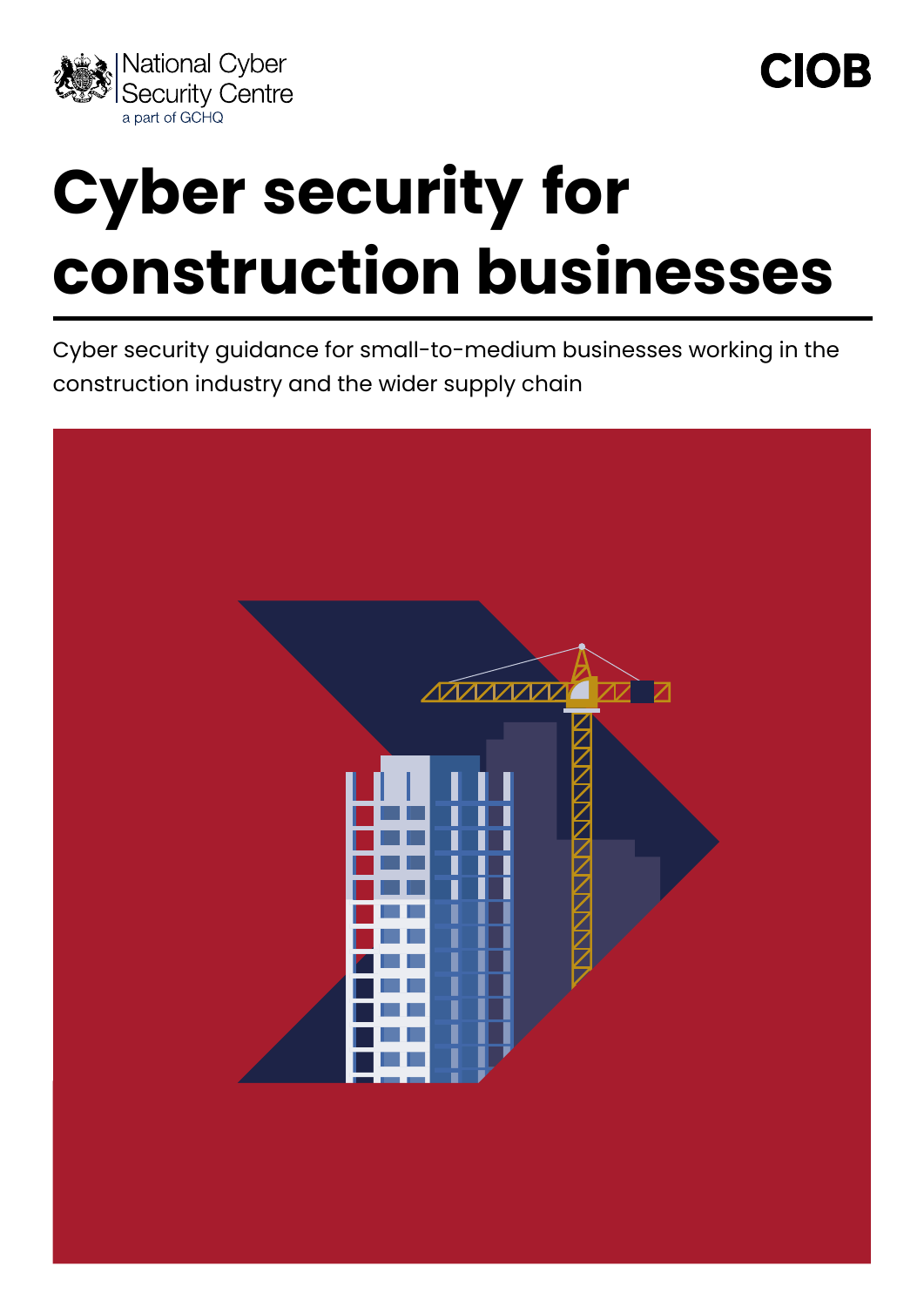National Cyber Security Centre
a part of GCHQ

CIOB

# Cyber security for construction businesses

Cyber security guidance for small-to-medium businesses working in the construction industry and the wider supply chain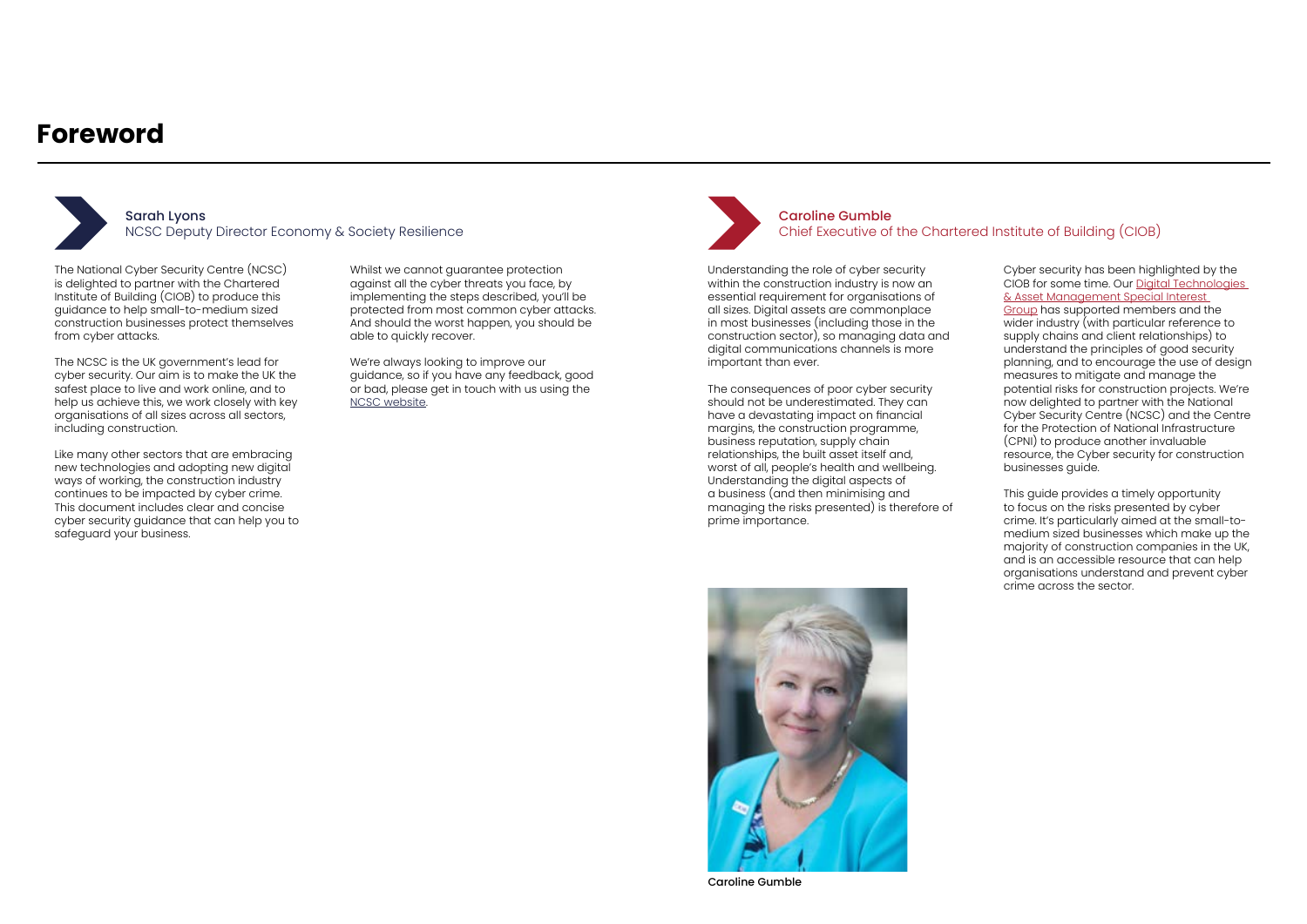# Foreword

## Sarah Lyons
NCSC Deputy Director Economy & Society Resilience

The National Cyber Security Centre (NCSC) is delighted to partner with the Chartered Institute of Building (CIOB) to produce this guidance to help small-to-medium sized construction businesses protect themselves from cyber attacks.

The NCSC is the UK government's lead for cyber security. Our aim is to make the UK the safest place to live and work online, and to help us achieve this, we work closely with key organisations of all sizes across all sectors, including construction.

Like many other sectors that are embracing new technologies and adopting new digital ways of working, the construction industry continues to be impacted by cyber crime. This document includes clear and concise cyber security guidance that can help you to safeguard your business.

Whilst we cannot guarantee protection against all the cyber threats you face, by implementing the steps described, you'll be protected from most common cyber attacks. And should the worst happen, you should be able to quickly recover.

We're always looking to improve our guidance, so if you have any feedback, good or bad, please get in touch with us using the NCSC website.

## Caroline Gumble
Chief Executive of the Chartered Institute of Building (CIOB)

Understanding the role of cyber security within the construction industry is now an essential requirement for organisations of all sizes. Digital assets are commonplace in most businesses (including those in the construction sector), so managing data and digital communications channels is more important than ever.

The consequences of poor cyber security should not be underestimated. They can have a devastating impact on financial margins, the construction programme, business reputation, supply chain relationships, the built asset itself and, worst of all, people's health and wellbeing. Understanding the digital aspects of a business (and then minimising and managing the risks presented) is therefore of prime importance.

Cyber security has been highlighted by the CIOB for some time. Our Digital Technologies & Asset Management Special Interest Group has supported members and the wider industry (with particular reference to supply chains and client relationships) to understand the principles of good security planning, and to encourage the use of design measures to mitigate and manage the potential risks for construction projects. We're now delighted to partner with the National Cyber Security Centre (NCSC) and the Centre for the Protection of National Infrastructure (CPNI) to produce another invaluable resource, the Cyber security for construction businesses guide.

This guide provides a timely opportunity to focus on the risks presented by cyber crime. It's particularly aimed at the small-to-medium sized businesses which make up the majority of construction companies in the UK, and is an accessible resource that can help organisations understand and prevent cyber crime across the sector.

Caroline Gumble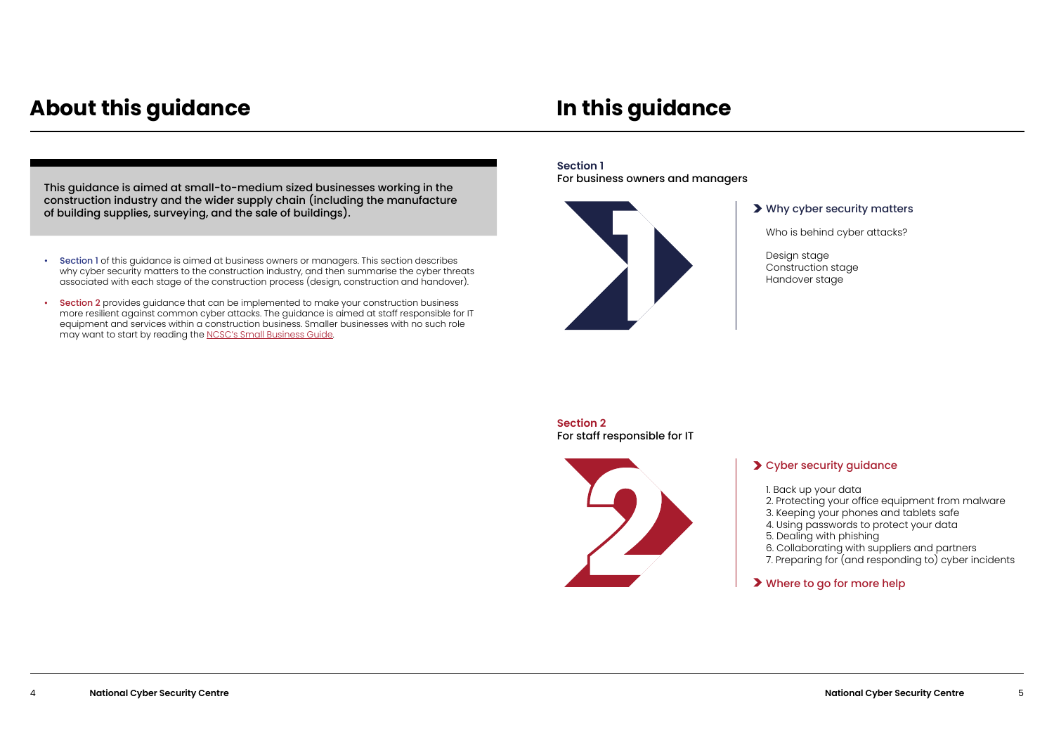# About this guidance

This guidance is aimed at small-to-medium sized businesses working in the construction industry and the wider supply chain (including the manufacture of building supplies, surveying, and the sale of buildings).

- Section 1 of this guidance is aimed at business owners or managers. This section describes why cyber security matters to the construction industry, and then summarise the cyber threats associated with each stage of the construction process (design, construction and handover).
- Section 2 provides guidance that can be implemented to make your construction business more resilient against common cyber attacks. The guidance is aimed at staff responsible for IT equipment and services within a construction business. Smaller businesses with no such role may want to start by reading the [NCSC's Small Business Guide](NCSC's Small Business Guide).

# In this guidance

**Section 1**
For business owners and managers

### Why cyber security matters

Who is behind cyber attacks?

Design stage
Construction stage
Handover stage

**Section 2**
For staff responsible for IT

### Cyber security guidance

1. Back up your data
2. Protecting your office equipment from malware
3. Keeping your phones and tablets safe
4. Using passwords to protect your data
5. Dealing with phishing
6. Collaborating with suppliers and partners
7. Preparing for (and responding to) cyber incidents

### Where to go for more help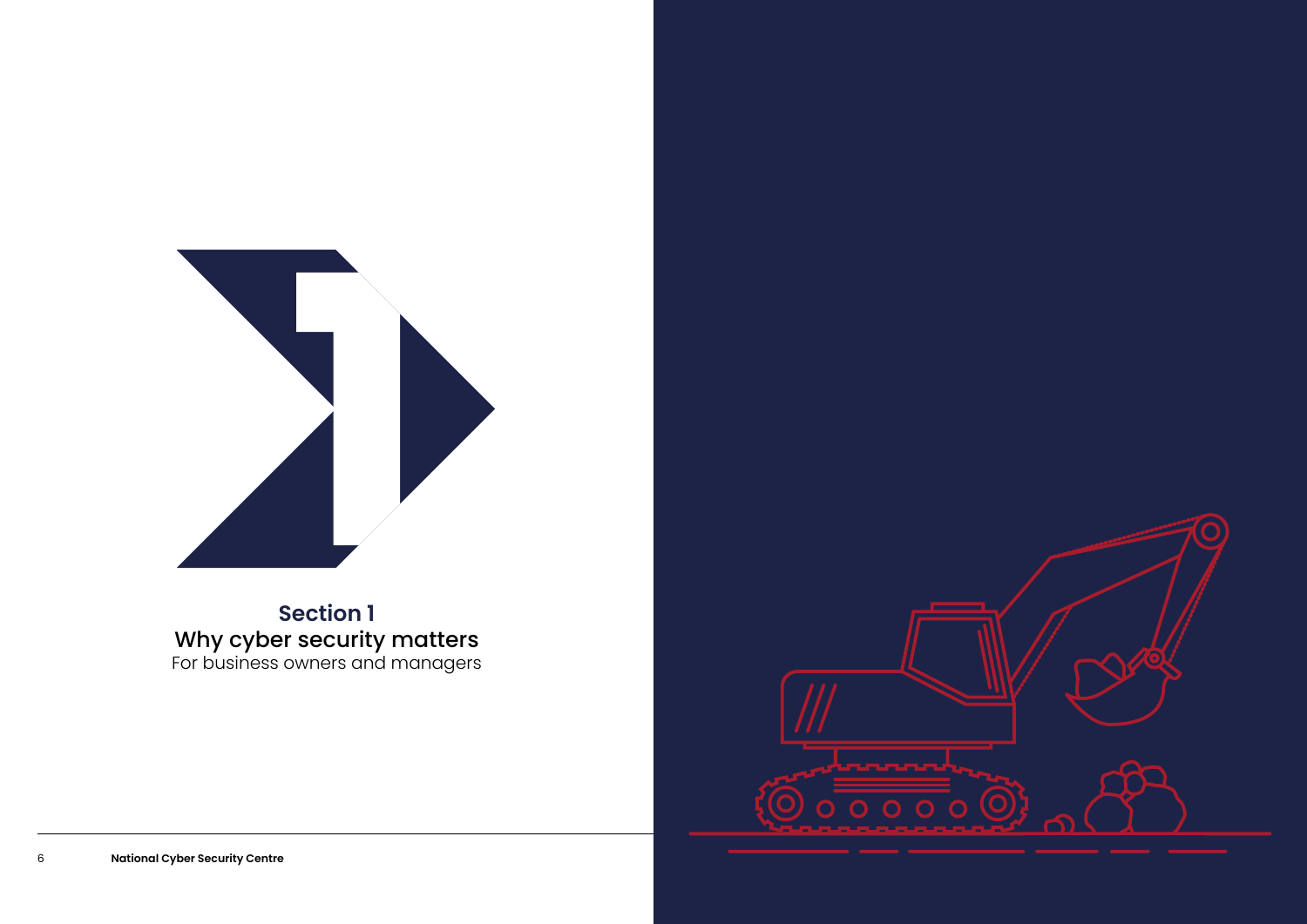# Section 1

## Why cyber security matters

For business owners and managers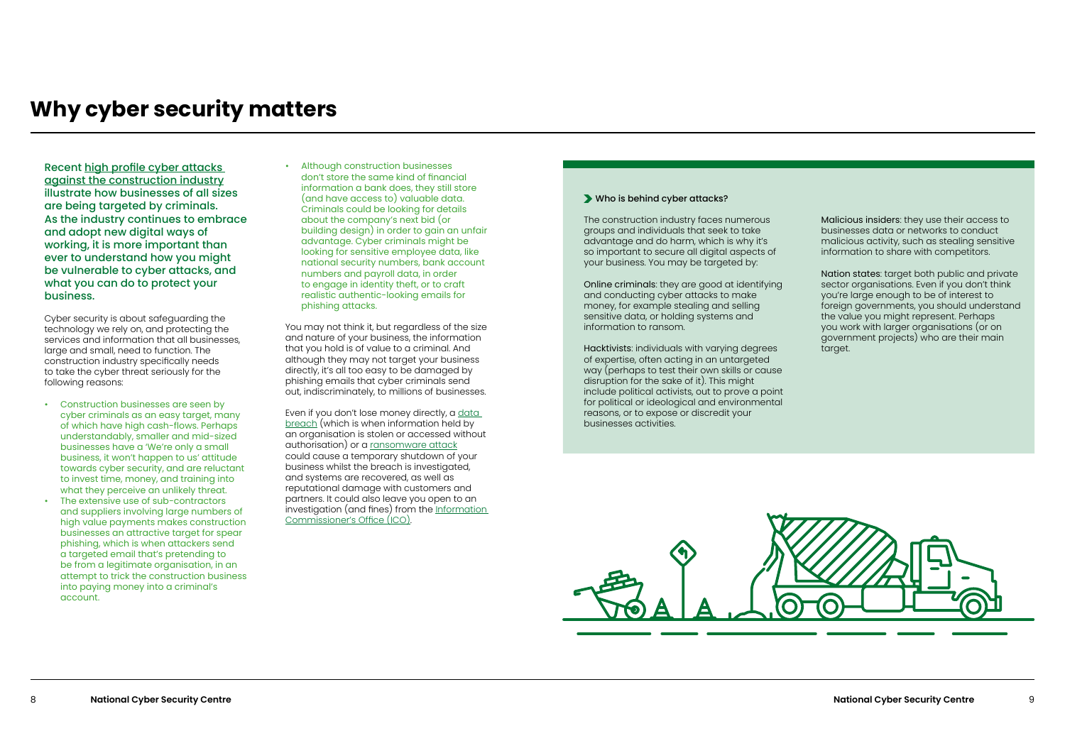# Why cyber security matters

**Recent high profile cyber attacks against the construction industry illustrate how businesses of all sizes are being targeted by criminals. As the industry continues to embrace and adopt new digital ways of working, it is more important than ever to understand how you might be vulnerable to cyber attacks, and what you can do to protect your business.**

Cyber security is about safeguarding the technology we rely on, and protecting the services and information that all businesses, large and small, need to function. The construction industry specifically needs to take the cyber threat seriously for the following reasons:

- Construction businesses are seen by cyber criminals as an easy target, many of which have high cash-flows. Perhaps understandably, smaller and mid-sized businesses have a 'We're only a small business, it won't happen to us' attitude towards cyber security, and are reluctant to invest time, money, and training into what they perceive an unlikely threat.
- The extensive use of sub-contractors and suppliers involving large numbers of high value payments makes construction businesses an attractive target for spear phishing, which is when attackers send a targeted email that's pretending to be from a legitimate organisation, in an attempt to trick the construction business into paying money into a criminal's account.
- Although construction businesses don't store the same kind of financial information a bank does, they still store (and have access to) valuable data. Criminals could be looking for details about the company's next bid (or building design) in order to gain an unfair advantage. Cyber criminals might be looking for sensitive employee data, like national security numbers, bank account numbers and payroll data, in order to engage in identity theft, or to craft realistic authentic-looking emails for phishing attacks.

You may not think it, but regardless of the size and nature of your business, the information that you hold is of value to a criminal. And although they may not target your business directly, it's all too easy to be damaged by phishing emails that cyber criminals send out, indiscriminately, to millions of businesses.

Even if you don't lose money directly, a data breach (which is when information held by an organisation is stolen or accessed without authorisation) or a ransomware attack could cause a temporary shutdown of your business whilst the breach is investigated, and systems are recovered, as well as reputational damage with customers and partners. It could also leave you open to an investigation (and fines) from the Information Commissioner's Office (ICO).

### Who is behind cyber attacks?

The construction industry faces numerous groups and individuals that seek to take advantage and do harm, which is why it's so important to secure all digital aspects of your business. You may be targeted by:

Online criminals: they are good at identifying and conducting cyber attacks to make money, for example stealing and selling sensitive data, or holding systems and information to ransom.

Hacktivists: individuals with varying degrees of expertise, often acting in an untargeted way (perhaps to test their own skills or cause disruption for the sake of it). This might include political activists, out to prove a point for political or ideological and environmental reasons, or to expose or discredit your businesses activities.

Malicious insiders: they use their access to businesses data or networks to conduct malicious activity, such as stealing sensitive information to share with competitors.

Nation states: target both public and private sector organisations. Even if you don't think you're large enough to be of interest to foreign governments, you should understand the value you might represent. Perhaps you work with larger organisations (or on government projects) who are their main target.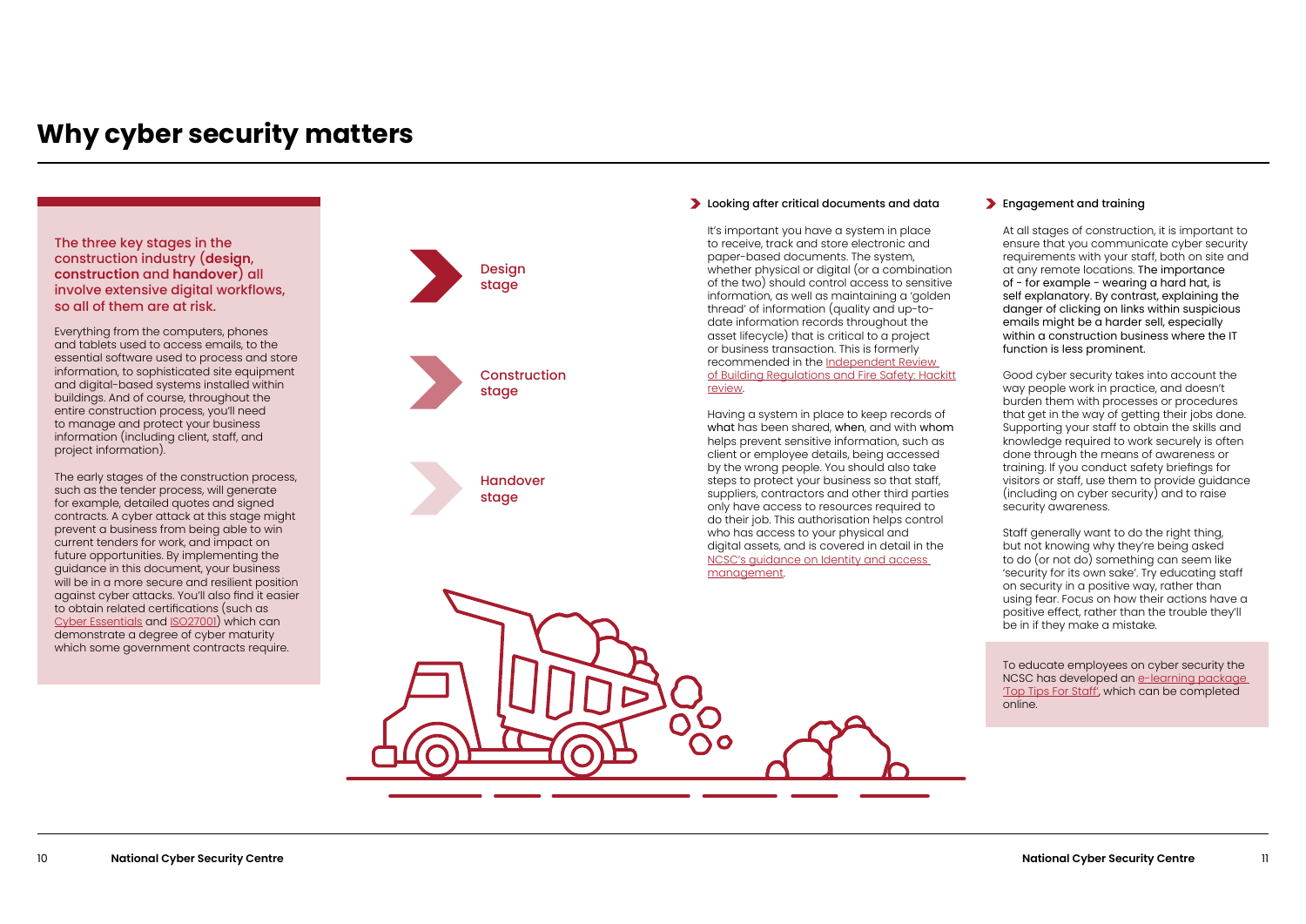# Why cyber security matters

**The three key stages in the construction industry (design, construction and handover) all involve extensive digital workflows, so all of them are at risk.**

Everything from the computers, phones and tablets used to access emails, to the essential software used to process and store information, to sophisticated site equipment and digital-based systems installed within buildings. And of course, throughout the entire construction process, you'll need to manage and protect your business information (including client, staff, and project information).

The early stages of the construction process, such as the tender process, will generate for example, detailed quotes and signed contracts. A cyber attack at this stage might prevent a business from being able to win current tenders for work, and impact on future opportunities. By implementing the guidance in this document, your business will be in a more secure and resilient position against cyber attacks. You'll also find it easier to obtain related certifications (such as Cyber Essentials and ISO27001) which can demonstrate a degree of cyber maturity which some government contracts require.

Design stage

Construction stage

Handover stage

### Looking after critical documents and data

It's important you have a system in place to receive, track and store electronic and paper-based documents. The system, whether physical or digital (or a combination of the two) should control access to sensitive information, as well as maintaining a 'golden thread' of information (quality and up-to-date information records throughout the asset lifecycle) that is critical to a project or business transaction. This is formerly recommended in the Independent Review of Building Regulations and Fire Safety: Hackitt review.

Having a system in place to keep records of what has been shared, when, and with whom helps prevent sensitive information, such as client or employee details, being accessed by the wrong people. You should also take steps to protect your business so that staff, suppliers, contractors and other third parties only have access to resources required to do their job. This authorisation helps control who has access to your physical and digital assets, and is covered in detail in the NCSC's guidance on Identity and access management.

### Engagement and training

At all stages of construction, it is important to ensure that you communicate cyber security requirements with your staff, both on site and at any remote locations. The importance of - for example - wearing a hard hat, is self explanatory. By contrast, explaining the danger of clicking on links within suspicious emails might be a harder sell, especially within a construction business where the IT function is less prominent.

Good cyber security takes into account the way people work in practice, and doesn't burden them with processes or procedures that get in the way of getting their jobs done. Supporting your staff to obtain the skills and knowledge required to work securely is often done through the means of awareness or training. If you conduct safety briefings for visitors or staff, use them to provide guidance (including on cyber security) and to raise security awareness.

Staff generally want to do the right thing, but not knowing why they're being asked to do (or not do) something can seem like 'security for its own sake'. Try educating staff on security in a positive way, rather than using fear. Focus on how their actions have a positive effect, rather than the trouble they'll be in if they make a mistake.

To educate employees on cyber security the NCSC has developed an e-learning package 'Top Tips For Staff', which can be completed online.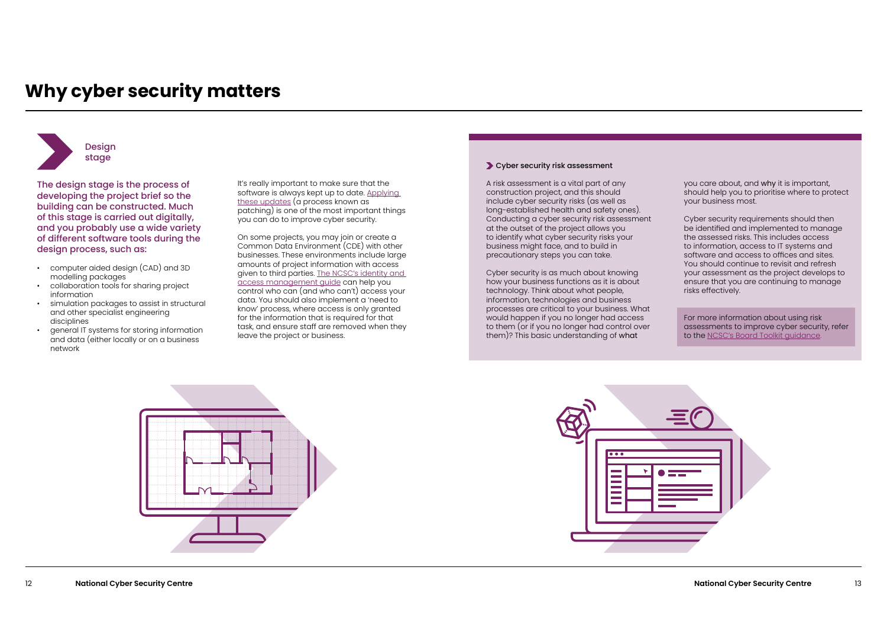# Why cyber security matters

## Design stage

**The design stage is the process of developing the project brief so the building can be constructed. Much of this stage is carried out digitally, and you probably use a wide variety of different software tools during the design process, such as:**

- computer aided design (CAD) and 3D modelling packages
- collaboration tools for sharing project information
- simulation packages to assist in structural and other specialist engineering disciplines
- general IT systems for storing information and data (either locally or on a business network

It's really important to make sure that the software is always kept up to date. Applying these updates (a process known as patching) is one of the most important things you can do to improve cyber security.

On some projects, you may join or create a Common Data Environment (CDE) with other businesses. These environments include large amounts of project information with access given to third parties. The NCSC's identity and access management guide can help you control who can (and who can't) access your data. You should also implement a 'need to know' process, where access is only granted for the information that is required for that task, and ensure staff are removed when they leave the project or business.

### Cyber security risk assessment

A risk assessment is a vital part of any construction project, and this should include cyber security risks (as well as long-established health and safety ones). Conducting a cyber security risk assessment at the outset of the project allows you to identify what cyber security risks your business might face, and to build in precautionary steps you can take.

Cyber security is as much about knowing how your business functions as it is about technology. Think about what people, information, technologies and business processes are critical to your business. What would happen if you no longer had access to them (or if you no longer had control over them)? This basic understanding of what you care about, and why it is important, should help you to prioritise where to protect your business most.

Cyber security requirements should then be identified and implemented to manage the assessed risks. This includes access to information, access to IT systems and software and access to offices and sites. You should continue to revisit and refresh your assessment as the project develops to ensure that you are continuing to manage risks effectively.

For more information about using risk assessments to improve cyber security, refer to the NCSC's Board Toolkit guidance.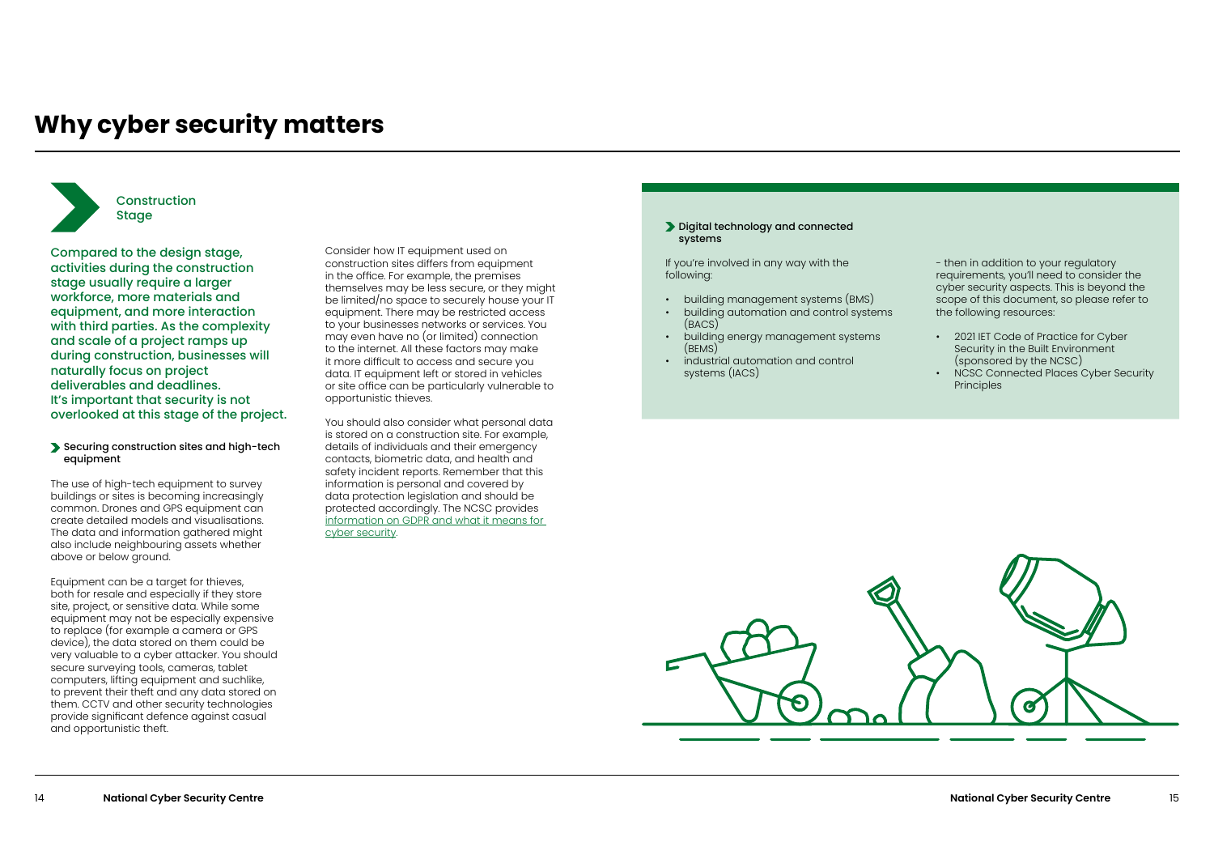# Why cyber security matters

## Construction Stage

Compared to the design stage, activities during the construction stage usually require a larger workforce, more materials and equipment, and more interaction with third parties. As the complexity and scale of a project ramps up during construction, businesses will naturally focus on project deliverables and deadlines. It's important that security is not overlooked at this stage of the project.

### Securing construction sites and high-tech equipment

The use of high-tech equipment to survey buildings or sites is becoming increasingly common. Drones and GPS equipment can create detailed models and visualisations. The data and information gathered might also include neighbouring assets whether above or below ground.

Equipment can be a target for thieves, both for resale and especially if they store site, project, or sensitive data. While some equipment may not be especially expensive to replace (for example a camera or GPS device), the data stored on them could be very valuable to a cyber attacker. You should secure surveying tools, cameras, tablet computers, lifting equipment and suchlike, to prevent their theft and any data stored on them. CCTV and other security technologies provide significant defence against casual and opportunistic theft.

Consider how IT equipment used on construction sites differs from equipment in the office. For example, the premises themselves may be less secure, or they might be limited/no space to securely house your IT equipment. There may be restricted access to your businesses networks or services. You may even have no (or limited) connection to the internet. All these factors may make it more difficult to access and secure you data. IT equipment left or stored in vehicles or site office can be particularly vulnerable to opportunistic thieves.

You should also consider what personal data is stored on a construction site. For example, details of individuals and their emergency contacts, biometric data, and health and safety incident reports. Remember that this information is personal and covered by data protection legislation and should be protected accordingly. The NCSC provides information on GDPR and what it means for cyber security.

### Digital technology and connected systems

If you're involved in any way with the following:

- building management systems (BMS)
- building automation and control systems (BACS)
- building energy management systems (BEMS)
- industrial automation and control systems (IACS)

- then in addition to your regulatory requirements, you'll need to consider the cyber security aspects. This is beyond the scope of this document, so please refer to the following resources:

- 2021 IET Code of Practice for Cyber Security in the Built Environment (sponsored by the NCSC)
- NCSC Connected Places Cyber Security Principles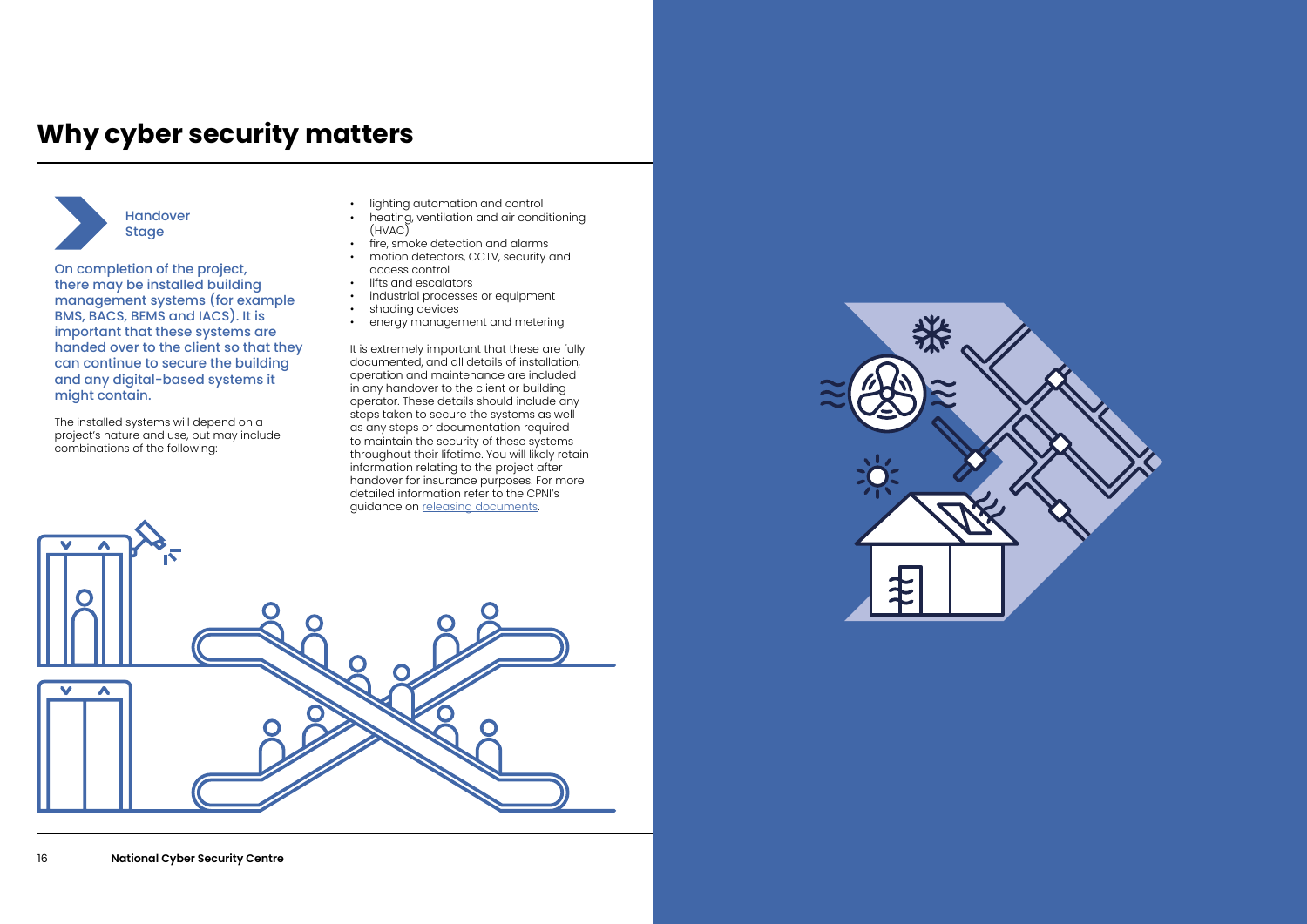# Why cyber security matters

## Handover Stage

**On completion of the project, there may be installed building management systems (for example BMS, BACS, BEMS and IACS). It is important that these systems are handed over to the client so that they can continue to secure the building and any digital-based systems it might contain.**

The installed systems will depend on a project's nature and use, but may include combinations of the following:

- lighting automation and control
- heating, ventilation and air conditioning (HVAC)
- fire, smoke detection and alarms
- motion detectors, CCTV, security and access control
- lifts and escalators
- industrial processes or equipment
- shading devices
- energy management and metering

It is extremely important that these are fully documented, and all details of installation, operation and maintenance are included in any handover to the client or building operator. These details should include any steps taken to secure the systems as well as any steps or documentation required to maintain the security of these systems throughout their lifetime. You will likely retain information relating to the project after handover for insurance purposes. For more detailed information refer to the CPNI's guidance on releasing documents.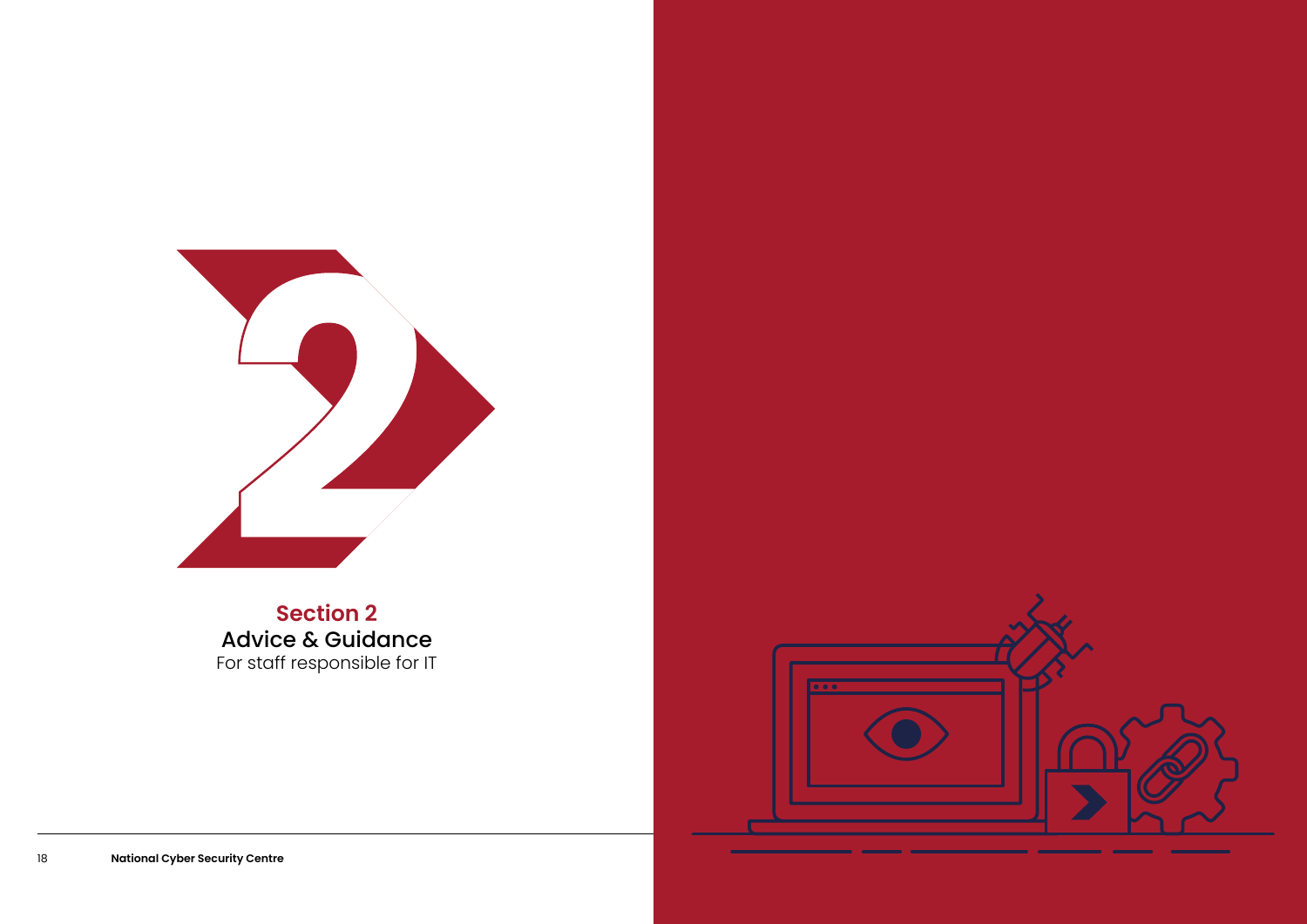# Section 2

## Advice & Guidance

For staff responsible for IT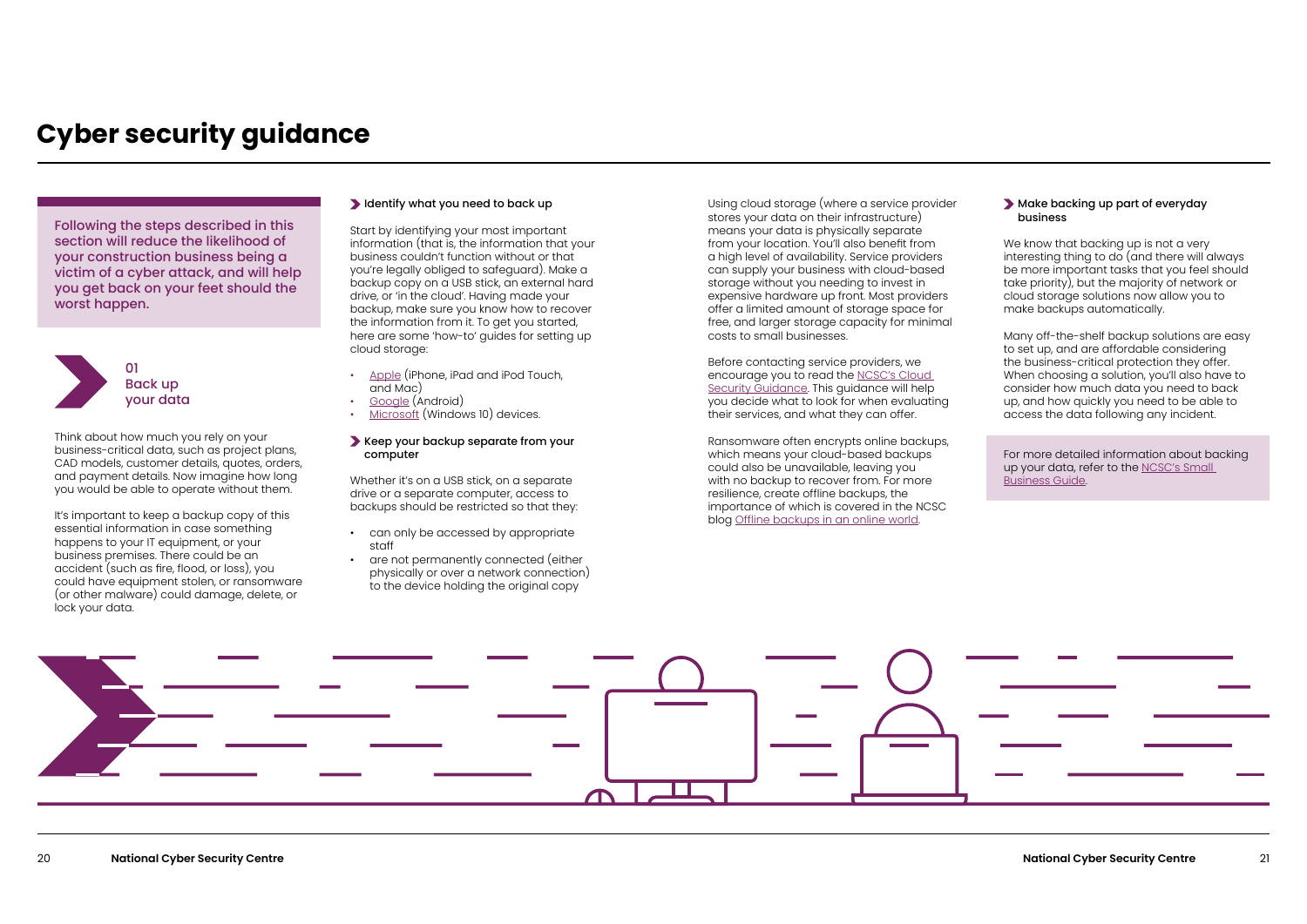# Cyber security guidance

Following the steps described in this section will reduce the likelihood of your construction business being a victim of a cyber attack, and will help you get back on your feet should the worst happen.

## 01 Back up your data

Think about how much you rely on your business-critical data, such as project plans, CAD models, customer details, quotes, orders, and payment details. Now imagine how long you would be able to operate without them.

It's important to keep a backup copy of this essential information in case something happens to your IT equipment, or your business premises. There could be an accident (such as fire, flood, or loss), you could have equipment stolen, or ransomware (or other malware) could damage, delete, or lock your data.

### Identify what you need to back up

Start by identifying your most important information (that is, the information that your business couldn't function without or that you're legally obliged to safeguard). Make a backup copy on a USB stick, an external hard drive, or 'in the cloud'. Having made your backup, make sure you know how to recover the information from it. To get you started, here are some 'how-to' guides for setting up cloud storage:

- Apple (iPhone, iPad and iPod Touch, and Mac)
- Google (Android)
- Microsoft (Windows 10) devices.

### Keep your backup separate from your computer

Whether it's on a USB stick, on a separate drive or a separate computer, access to backups should be restricted so that they:

- can only be accessed by appropriate staff
- are not permanently connected (either physically or over a network connection) to the device holding the original copy

Using cloud storage (where a service provider stores your data on their infrastructure) means your data is physically separate from your location. You'll also benefit from a high level of availability. Service providers can supply your business with cloud-based storage without you needing to invest in expensive hardware up front. Most providers offer a limited amount of storage space for free, and larger storage capacity for minimal costs to small businesses.

Before contacting service providers, we encourage you to read the NCSC's Cloud Security Guidance. This guidance will help you decide what to look for when evaluating their services, and what they can offer.

Ransomware often encrypts online backups, which means your cloud-based backups could also be unavailable, leaving you with no backup to recover from. For more resilience, create offline backups, the importance of which is covered in the NCSC blog Offline backups in an online world.

### Make backing up part of everyday business

We know that backing up is not a very interesting thing to do (and there will always be more important tasks that you feel should take priority), but the majority of network or cloud storage solutions now allow you to make backups automatically.

Many off-the-shelf backup solutions are easy to set up, and are affordable considering the business-critical protection they offer. When choosing a solution, you'll also have to consider how much data you need to back up, and how quickly you need to be able to access the data following any incident.

For more detailed information about backing up your data, refer to the NCSC's Small Business Guide.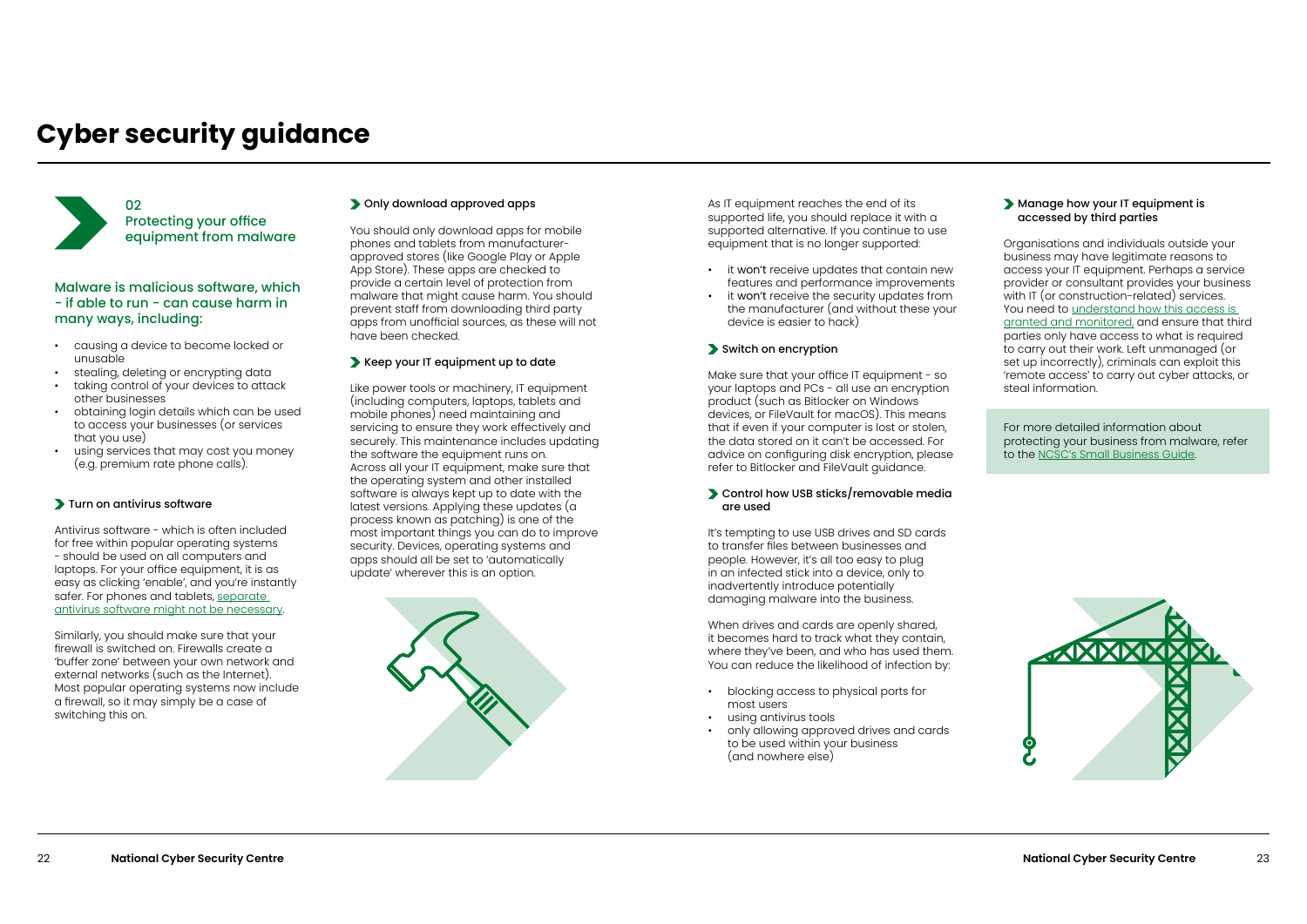# Cyber security guidance

## 02 Protecting your office equipment from malware

### Malware is malicious software, which - if able to run - can cause harm in many ways, including:

- causing a device to become locked or unusable
- stealing, deleting or encrypting data
- taking control of your devices to attack other businesses
- obtaining login details which can be used to access your businesses (or services that you use)
- using services that may cost you money (e.g. premium rate phone calls).

### Turn on antivirus software

Antivirus software - which is often included for free within popular operating systems - should be used on all computers and laptops. For your office equipment, it is as easy as clicking 'enable', and you're instantly safer. For phones and tablets, separate antivirus software might not be necessary.

Similarly, you should make sure that your firewall is switched on. Firewalls create a 'buffer zone' between your own network and external networks (such as the Internet). Most popular operating systems now include a firewall, so it may simply be a case of switching this on.

### Only download approved apps

You should only download apps for mobile phones and tablets from manufacturer-approved stores (like Google Play or Apple App Store). These apps are checked to provide a certain level of protection from malware that might cause harm. You should prevent staff from downloading third party apps from unofficial sources, as these will not have been checked.

### Keep your IT equipment up to date

Like power tools or machinery, IT equipment (including computers, laptops, tablets and mobile phones) need maintaining and servicing to ensure they work effectively and securely. This maintenance includes updating the software the equipment runs on. Across all your IT equipment, make sure that the operating system and other installed software is always kept up to date with the latest versions. Applying these updates (a process known as patching) is one of the most important things you can do to improve security. Devices, operating systems and apps should all be set to 'automatically update' wherever this is an option.

As IT equipment reaches the end of its supported life, you should replace it with a supported alternative. If you continue to use equipment that is no longer supported:

- it won't receive updates that contain new features and performance improvements
- it won't receive the security updates from the manufacturer (and without these your device is easier to hack)

### Switch on encryption

Make sure that your office IT equipment - so your laptops and PCs - all use an encryption product (such as Bitlocker on Windows devices, or FileVault for macOS). This means that if even if your computer is lost or stolen, the data stored on it can't be accessed. For advice on configuring disk encryption, please refer to Bitlocker and FileVault guidance.

### Control how USB sticks/removable media are used

It's tempting to use USB drives and SD cards to transfer files between businesses and people. However, it's all too easy to plug in an infected stick into a device, only to inadvertently introduce potentially damaging malware into the business.

When drives and cards are openly shared, it becomes hard to track what they contain, where they've been, and who has used them. You can reduce the likelihood of infection by:

- blocking access to physical ports for most users
- using antivirus tools
- only allowing approved drives and cards to be used within your business (and nowhere else)

### Manage how your IT equipment is accessed by third parties

Organisations and individuals outside your business may have legitimate reasons to access your IT equipment. Perhaps a service provider or consultant provides your business with IT (or construction-related) services. You need to understand how this access is granted and monitored, and ensure that third parties only have access to what is required to carry out their work. Left unmanaged (or set up incorrectly), criminals can exploit this 'remote access' to carry out cyber attacks, or steal information.

For more detailed information about protecting your business from malware, refer to the NCSC's Small Business Guide.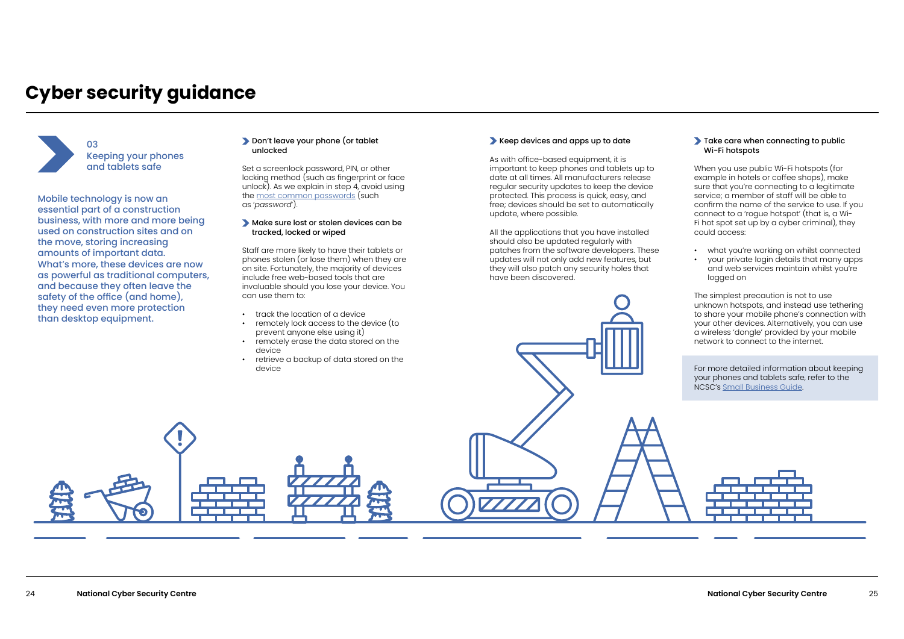# Cyber security guidance

## 03 Keeping your phones and tablets safe

Mobile technology is now an essential part of a construction business, with more and more being used on construction sites and on the move, storing increasing amounts of important data. What's more, these devices are now as powerful as traditional computers, and because they often leave the safety of the office (and home), they need even more protection than desktop equipment.

### Don't leave your phone (or tablet unlocked

Set a screenlock password, PIN, or other locking method (such as fingerprint or face unlock). As we explain in step 4, avoid using the most common passwords (such as '*password*').

### Make sure lost or stolen devices can be tracked, locked or wiped

Staff are more likely to have their tablets or phones stolen (or lose them) when they are on site. Fortunately, the majority of devices include free web-based tools that are invaluable should you lose your device. You can use them to:

- track the location of a device
- remotely lock access to the device (to prevent anyone else using it)
- remotely erase the data stored on the device
- retrieve a backup of data stored on the device

### Keep devices and apps up to date

As with office-based equipment, it is important to keep phones and tablets up to date at all times. All manufacturers release regular security updates to keep the device protected. This process is quick, easy, and free; devices should be set to automatically update, where possible.

All the applications that you have installed should also be updated regularly with patches from the software developers. These updates will not only add new features, but they will also patch any security holes that have been discovered.

### Take care when connecting to public Wi-Fi hotspots

When you use public Wi-Fi hotspots (for example in hotels or coffee shops), make sure that you're connecting to a legitimate service; a member of staff will be able to confirm the name of the service to use. If you connect to a 'rogue hotspot' (that is, a Wi-Fi hot spot set up by a cyber criminal), they could access:

- what you're working on whilst connected
- your private login details that many apps and web services maintain whilst you're logged on

The simplest precaution is not to use unknown hotspots, and instead use tethering to share your mobile phone's connection with your other devices. Alternatively, you can use a wireless 'dongle' provided by your mobile network to connect to the internet.

For more detailed information about keeping your phones and tablets safe, refer to the NCSC's Small Business Guide.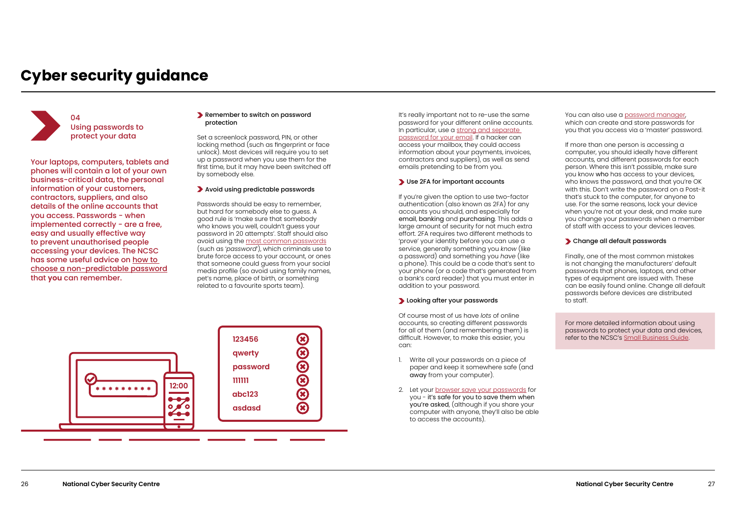# Cyber security guidance

## 04 Using passwords to protect your data

Your laptops, computers, tablets and phones will contain a lot of your own business-critical data, the personal information of your customers, contractors, suppliers, and also details of the online accounts that you access. Passwords - when implemented correctly - are a free, easy and usually effective way to prevent unauthorised people accessing your devices. The NCSC has some useful advice on how to choose a non-predictable password that **you** can remember.

### Remember to switch on password protection

Set a screenlock password, PIN, or other locking method (such as fingerprint or face unlock). Most devices will require you to set up a password when you use them for the first time, but it may have been switched off by somebody else.

### Avoid using predictable passwords

Passwords should be easy to remember, but hard for somebody else to guess. A good rule is 'make sure that somebody who knows you well, couldn't guess your password in 20 attempts'. Staff should also avoid using the most common passwords (such as '*password*'), which criminals use to brute force access to your account, or ones that someone could guess from your social media profile (so avoid using family names, pet's name, place of birth, or something related to a favourite sports team).

123456
qwerty
password
111111
abc123
asdasd

It's really important not to re-use the same password for your different online accounts. In particular, use a strong and separate password for your email. If a hacker can access your mailbox, they could access information about your payments, invoices, contractors and suppliers), as well as send emails pretending to be from you.

### Use 2FA for important accounts

If you're given the option to use two-factor authentication (also known as 2FA) for any accounts you should, and especially for **email**, **banking** and **purchasing**. This adds a large amount of security for not much extra effort. 2FA requires two different methods to 'prove' your identity before you can use a service, generally something you *know* (like a password) and something you *have* (like a phone). This could be a code that's sent to your phone (or a code that's generated from a bank's card reader) that you must enter in addition to your password.

### Looking after your passwords

Of course most of us have *lots* of online accounts, so creating different passwords for all of them (and remembering them) is difficult. However, to make this easier, you can:

1. Write all your passwords on a piece of paper and keep it somewhere safe (and **away** from your computer).
2. Let your browser save your passwords for you - **it's safe for you to save them when you're asked**, (although if you share your computer with anyone, they'll also be able to access the accounts).

You can also use a password manager, which can create and store passwords for you that you access via a 'master' password.

If more than one person is accessing a computer, you should ideally have different accounts, and different passwords for each person. Where this isn't possible, make sure you know **who** has access to your devices, who knows the password, and that you're OK with this. Don't write the password on a Post-it that's stuck to the computer, for anyone to use. For the same reasons, lock your device when you're not at your desk, and make sure you change your passwords when a member of staff with access to your devices leaves.

### Change all default passwords

Finally, one of the most common mistakes is not changing the manufacturers' default passwords that phones, laptops, and other types of equipment are issued with. These can be easily found online. Change all default passwords before devices are distributed to staff.

For more detailed information about using passwords to protect your data and devices, refer to the NCSC's Small Business Guide.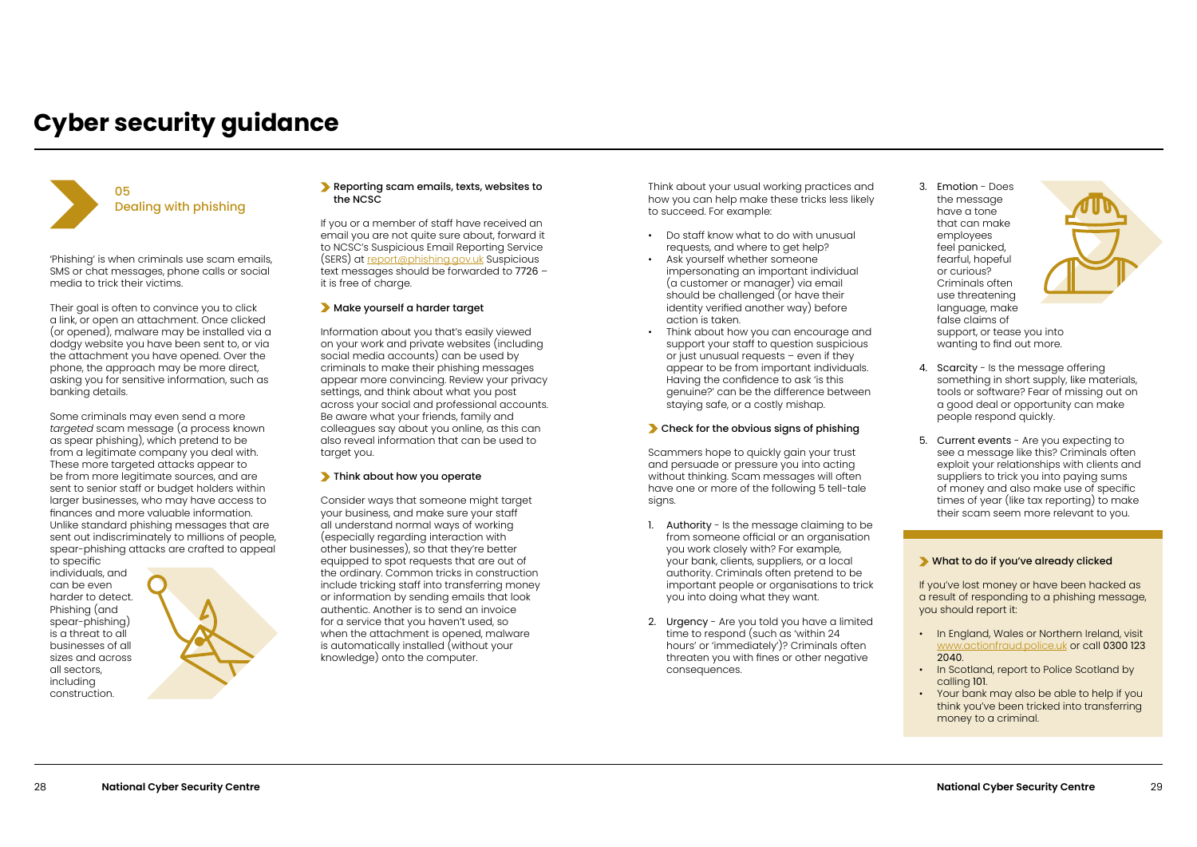# Cyber security guidance

## 05 Dealing with phishing

'Phishing' is when criminals use scam emails, SMS or chat messages, phone calls or social media to trick their victims.

Their goal is often to convince you to click a link, or open an attachment. Once clicked (or opened), malware may be installed via a dodgy website you have been sent to, or via the attachment you have opened. Over the phone, the approach may be more direct, asking you for sensitive information, such as banking details.

Some criminals may even send a more *targeted* scam message (a process known as spear phishing), which pretend to be from a legitimate company you deal with. These more targeted attacks appear to be from more legitimate sources, and are sent to senior staff or budget holders within larger businesses, who may have access to finances and more valuable information. Unlike standard phishing messages that are sent out indiscriminately to millions of people, spear-phishing attacks are crafted to appeal to specific individuals, and can be even harder to detect. Phishing (and spear-phishing) is a threat to all businesses of all sizes and across all sectors, including construction.

### Reporting scam emails, texts, websites to the NCSC

If you or a member of staff have received an email you are not quite sure about, forward it to NCSC's Suspicious Email Reporting Service (SERS) at report@phishing.gov.uk Suspicious text messages should be forwarded to 7726 – it is free of charge.

### Make yourself a harder target

Information about you that's easily viewed on your work and private websites (including social media accounts) can be used by criminals to make their phishing messages appear more convincing. Review your privacy settings, and think about what you post across your social and professional accounts. Be aware what your friends, family and colleagues say about you online, as this can also reveal information that can be used to target you.

### Think about how you operate

Consider ways that someone might target your business, and make sure your staff all understand normal ways of working (especially regarding interaction with other businesses), so that they're better equipped to spot requests that are out of the ordinary. Common tricks in construction include tricking staff into transferring money or information by sending emails that look authentic. Another is to send an invoice for a service that you haven't used, so when the attachment is opened, malware is automatically installed (without your knowledge) onto the computer.

Think about your usual working practices and how you can help make these tricks less likely to succeed. For example:

- Do staff know what to do with unusual requests, and where to get help?
- Ask yourself whether someone impersonating an important individual (a customer or manager) via email should be challenged (or have their identity verified another way) before action is taken.
- Think about how you can encourage and support your staff to question suspicious or just unusual requests – even if they appear to be from important individuals. Having the confidence to ask 'is this genuine?' can be the difference between staying safe, or a costly mishap.

### Check for the obvious signs of phishing

Scammers hope to quickly gain your trust and persuade or pressure you into acting without thinking. Scam messages will often have one or more of the following 5 tell-tale signs.

1. Authority - Is the message claiming to be from someone official or an organisation you work closely with? For example, your bank, clients, suppliers, or a local authority. Criminals often pretend to be important people or organisations to trick you into doing what they want.
2. Urgency - Are you told you have a limited time to respond (such as 'within 24 hours' or 'immediately')? Criminals often threaten you with fines or other negative consequences.
3. Emotion - Does the message have a tone that can make employees feel panicked, fearful, hopeful or curious? Criminals often use threatening language, make false claims of support, or tease you into wanting to find out more.
4. Scarcity - Is the message offering something in short supply, like materials, tools or software? Fear of missing out on a good deal or opportunity can make people respond quickly.
5. Current events - Are you expecting to see a message like this? Criminals often exploit your relationships with clients and suppliers to trick you into paying sums of money and also make use of specific times of year (like tax reporting) to make their scam seem more relevant to you.

### What to do if you've already clicked

If you've lost money or have been hacked as a result of responding to a phishing message, you should report it:

- In England, Wales or Northern Ireland, visit www.actionfraud.police.uk or call 0300 123 2040.
- In Scotland, report to Police Scotland by calling 101.
- Your bank may also be able to help if you think you've been tricked into transferring money to a criminal.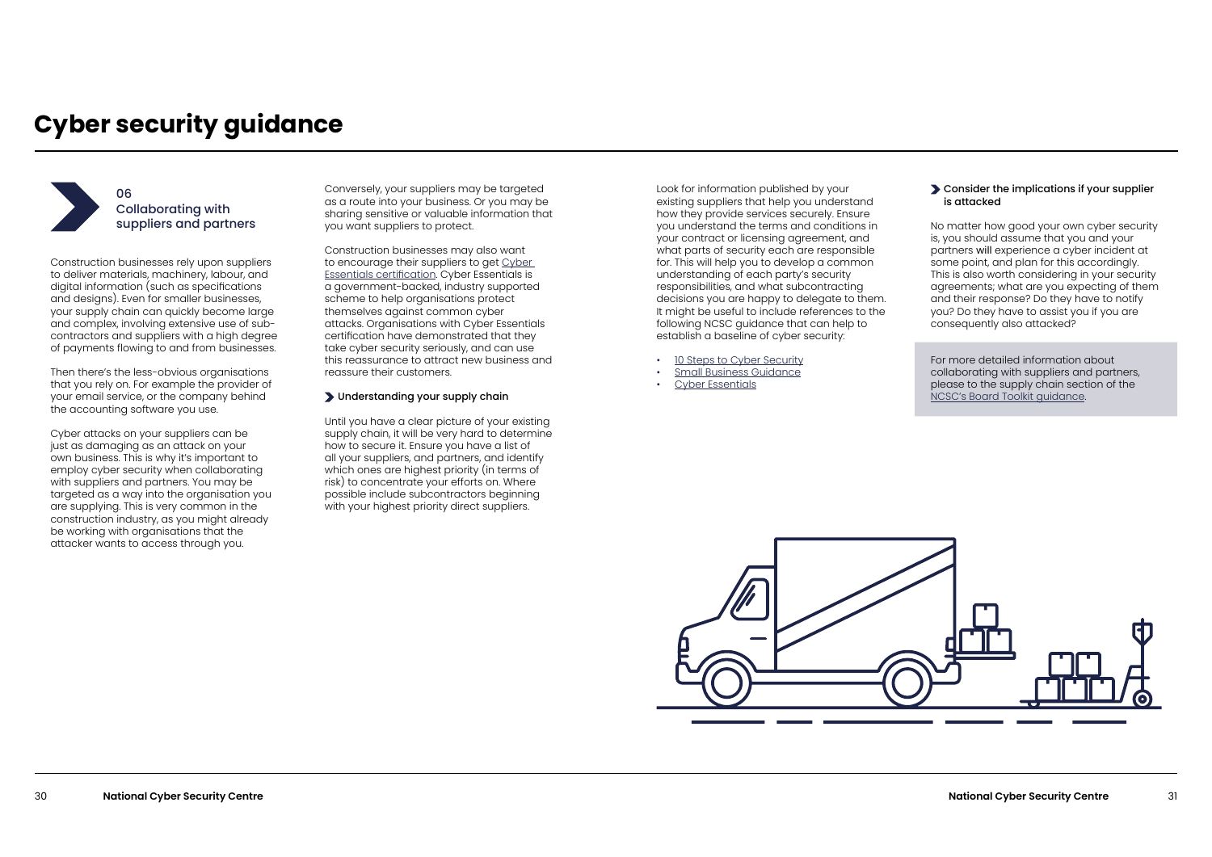# Cyber security guidance

## 06 Collaborating with suppliers and partners

Construction businesses rely upon suppliers to deliver materials, machinery, labour, and digital information (such as specifications and designs). Even for smaller businesses, your supply chain can quickly become large and complex, involving extensive use of sub-contractors and suppliers with a high degree of payments flowing to and from businesses.

Then there's the less-obvious organisations that you rely on. For example the provider of your email service, or the company behind the accounting software you use.

Cyber attacks on your suppliers can be just as damaging as an attack on your own business. This is why it's important to employ cyber security when collaborating with suppliers and partners. You may be targeted as a way into the organisation you are supplying. This is very common in the construction industry, as you might already be working with organisations that the attacker wants to access through you.

Conversely, your suppliers may be targeted as a route into your business. Or you may be sharing sensitive or valuable information that you want suppliers to protect.

Construction businesses may also want to encourage their suppliers to get Cyber Essentials certification. Cyber Essentials is a government-backed, industry supported scheme to help organisations protect themselves against common cyber attacks. Organisations with Cyber Essentials certification have demonstrated that they take cyber security seriously, and can use this reassurance to attract new business and reassure their customers.

### Understanding your supply chain

Until you have a clear picture of your existing supply chain, it will be very hard to determine how to secure it. Ensure you have a list of all your suppliers, and partners, and identify which ones are highest priority (in terms of risk) to concentrate your efforts on. Where possible include subcontractors beginning with your highest priority direct suppliers.

Look for information published by your existing suppliers that help you understand how they provide services securely. Ensure you understand the terms and conditions in your contract or licensing agreement, and what parts of security each are responsible for. This will help you to develop a common understanding of each party's security responsibilities, and what subcontracting decisions you are happy to delegate to them. It might be useful to include references to the following NCSC guidance that can help to establish a baseline of cyber security:

- 10 Steps to Cyber Security
- Small Business Guidance
- Cyber Essentials

### Consider the implications if your supplier is attacked

No matter how good your own cyber security is, you should assume that you and your partners will experience a cyber incident at some point, and plan for this accordingly. This is also worth considering in your security agreements; what are you expecting of them and their response? Do they have to notify you? Do they have to assist you if you are consequently also attacked?

For more detailed information about collaborating with suppliers and partners, please to the supply chain section of the NCSC's Board Toolkit guidance.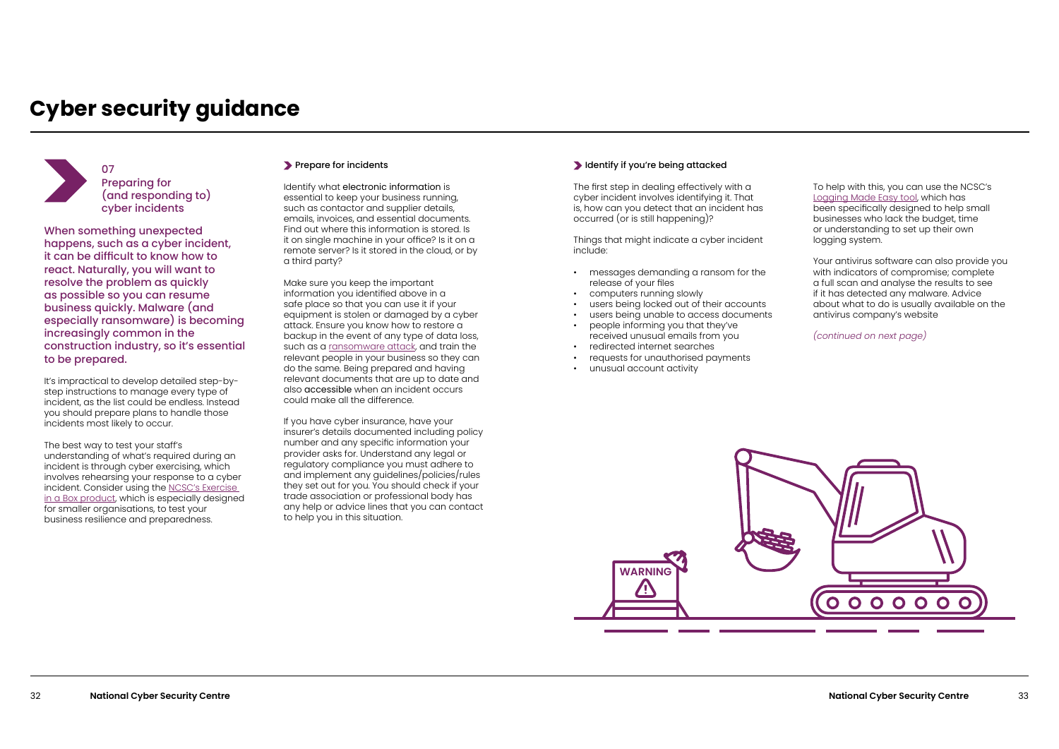# Cyber security guidance

## 07 Preparing for (and responding to) cyber incidents

When something unexpected happens, such as a cyber incident, it can be difficult to know how to react. Naturally, you will want to resolve the problem as quickly as possible so you can resume business quickly. Malware (and especially ransomware) is becoming increasingly common in the construction industry, so it's essential to be prepared.

It's impractical to develop detailed step-by-step instructions to manage every type of incident, as the list could be endless. Instead you should prepare plans to handle those incidents most likely to occur.

The best way to test your staff's understanding of what's required during an incident is through cyber exercising, which involves rehearsing your response to a cyber incident. Consider using the NCSC's Exercise in a Box product, which is especially designed for smaller organisations, to test your business resilience and preparedness.

### Prepare for incidents

Identify what electronic information is essential to keep your business running, such as contactor and supplier details, emails, invoices, and essential documents. Find out where this information is stored. Is it on single machine in your office? Is it on a remote server? Is it stored in the cloud, or by a third party?

Make sure you keep the important information you identified above in a safe place so that you can use it if your equipment is stolen or damaged by a cyber attack. Ensure you know how to restore a backup in the event of any type of data loss, such as a ransomware attack, and train the relevant people in your business so they can do the same. Being prepared and having relevant documents that are up to date and also accessible when an incident occurs could make all the difference.

If you have cyber insurance, have your insurer's details documented including policy number and any specific information your provider asks for. Understand any legal or regulatory compliance you must adhere to and implement any guidelines/policies/rules they set out for you. You should check if your trade association or professional body has any help or advice lines that you can contact to help you in this situation.

### Identify if you're being attacked

The first step in dealing effectively with a cyber incident involves identifying it. That is, how can you detect that an incident has occurred (or is still happening)?

Things that might indicate a cyber incident include:

- messages demanding a ransom for the release of your files
- computers running slowly
- users being locked out of their accounts
- users being unable to access documents
- people informing you that they've received unusual emails from you
- redirected internet searches
- requests for unauthorised payments
- unusual account activity

To help with this, you can use the NCSC's Logging Made Easy tool, which has been specifically designed to help small businesses who lack the budget, time or understanding to set up their own logging system.

Your antivirus software can also provide you with indicators of compromise; complete a full scan and analyse the results to see if it has detected any malware. Advice about what to do is usually available on the antivirus company's website

*(continued on next page)*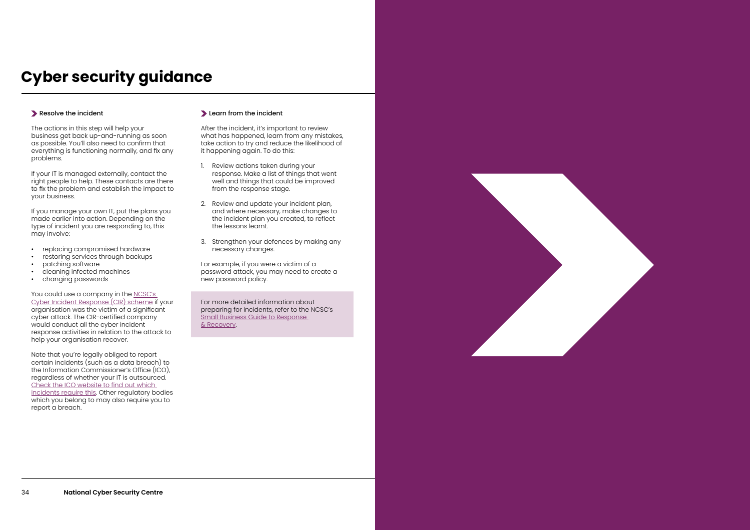# Cyber security guidance

## Resolve the incident

The actions in this step will help your business get back up-and-running as soon as possible. You'll also need to confirm that everything is functioning normally, and fix any problems.

If your IT is managed externally, contact the right people to help. These contacts are there to fix the problem and establish the impact to your business.

If you manage your own IT, put the plans you made earlier into action. Depending on the type of incident you are responding to, this may involve:

- replacing compromised hardware
- restoring services through backups
- patching software
- cleaning infected machines
- changing passwords

You could use a company in the NCSC's Cyber Incident Response (CIR) scheme if your organisation was the victim of a significant cyber attack. The CIR-certified company would conduct all the cyber incident response activities in relation to the attack to help your organisation recover.

Note that you're legally obliged to report certain incidents (such as a data breach) to the Information Commissioner's Office (ICO), regardless of whether your IT is outsourced. Check the ICO website to find out which incidents require this. Other regulatory bodies which you belong to may also require you to report a breach.

## Learn from the incident

After the incident, it's important to review what has happened, learn from any mistakes, take action to try and reduce the likelihood of it happening again. To do this:

1. Review actions taken during your response. Make a list of things that went well and things that could be improved from the response stage.
2. Review and update your incident plan, and where necessary, make changes to the incident plan you created, to reflect the lessons learnt.
3. Strengthen your defences by making any necessary changes.

For example, if you were a victim of a password attack, you may need to create a new password policy.

For more detailed information about preparing for incidents, refer to the NCSC's Small Business Guide to Response & Recovery.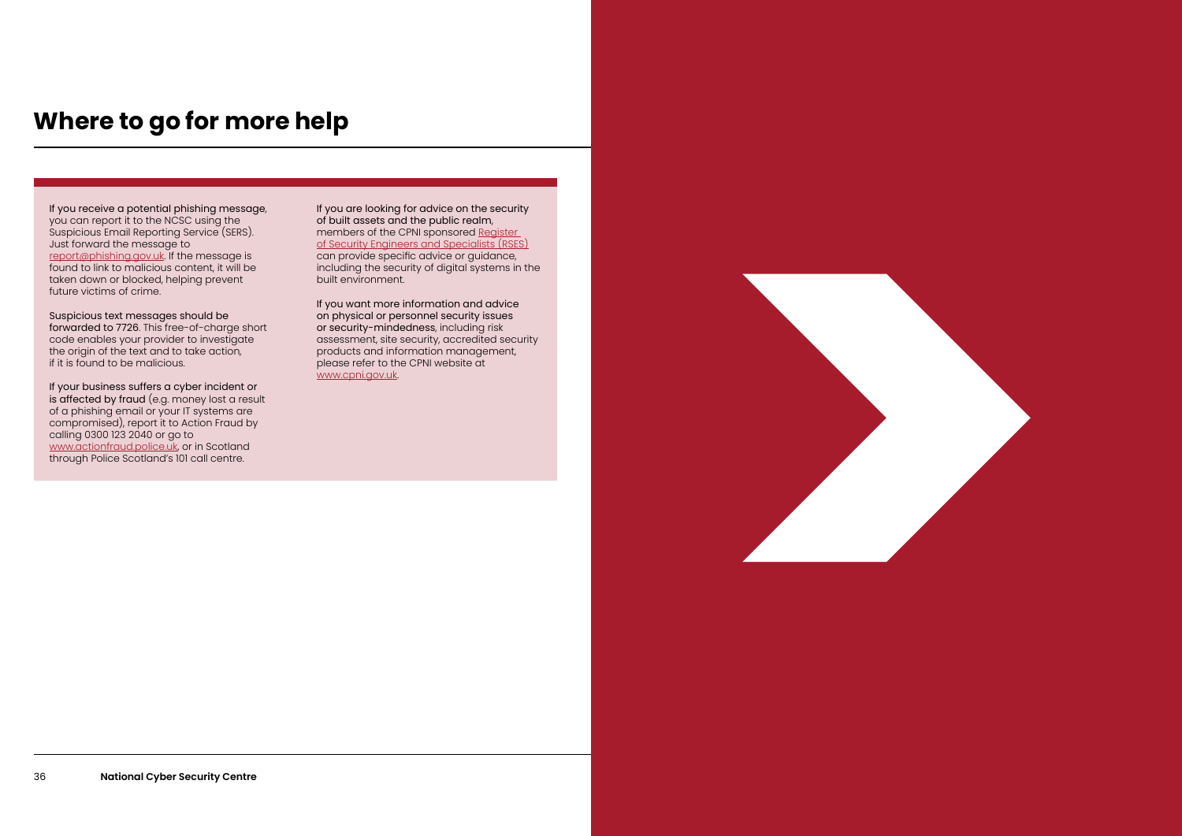# Where to go for more help

**If you receive a potential phishing message**, you can report it to the NCSC using the Suspicious Email Reporting Service (SERS). Just forward the message to report@phishing.gov.uk. If the message is found to link to malicious content, it will be taken down or blocked, helping prevent future victims of crime.

**Suspicious text messages should be forwarded to 7726**. This free-of-charge short code enables your provider to investigate the origin of the text and to take action, if it is found to be malicious.

**If your business suffers a cyber incident or is affected by fraud** (e.g. money lost a result of a phishing email or your IT systems are compromised), report it to Action Fraud by calling 0300 123 2040 or go to www.actionfraud.police.uk, or in Scotland through Police Scotland's 101 call centre.

**If you are looking for advice on the security of built assets and the public realm**, members of the CPNI sponsored Register of Security Engineers and Specialists (RSES) can provide specific advice or guidance, including the security of digital systems in the built environment.

**If you want more information and advice on physical or personnel security issues or security-mindedness**, including risk assessment, site security, accredited security products and information management, please refer to the CPNI website at www.cpni.gov.uk.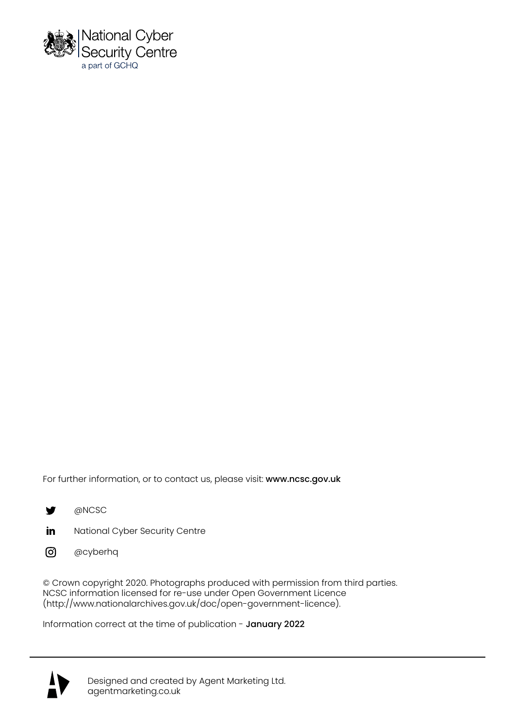National Cyber Security Centre
a part of GCHQ

For further information, or to contact us, please visit: **www.ncsc.gov.uk**

@NCSC

National Cyber Security Centre

@cyberhq

© Crown copyright 2020. Photographs produced with permission from third parties.
NCSC information licensed for re-use under Open Government Licence
(http://www.nationalarchives.gov.uk/doc/open-government-licence).

Information correct at the time of publication - **January 2022**

Designed and created by Agent Marketing Ltd.
agentmarketing.co.uk